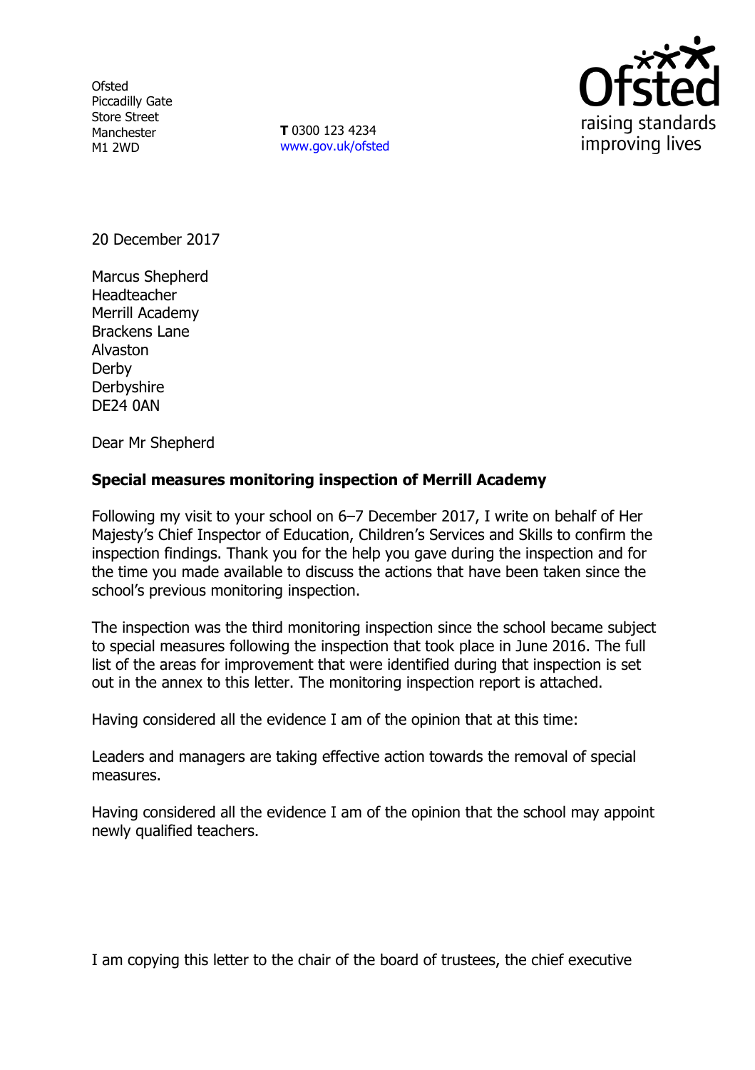Ofsted
Piccadilly Gate
Store Street
Manchester
M1 2WD

**T** 0300 123 4234
www.gov.uk/ofsted

20 December 2017

Marcus Shepherd
Headteacher
Merrill Academy
Brackens Lane
Alvaston
Derby
Derbyshire
DE24 0AN

Dear Mr Shepherd

**Special measures monitoring inspection of Merrill Academy**

Following my visit to your school on 6–7 December 2017, I write on behalf of Her Majesty's Chief Inspector of Education, Children's Services and Skills to confirm the inspection findings. Thank you for the help you gave during the inspection and for the time you made available to discuss the actions that have been taken since the school's previous monitoring inspection.

The inspection was the third monitoring inspection since the school became subject to special measures following the inspection that took place in June 2016. The full list of the areas for improvement that were identified during that inspection is set out in the annex to this letter. The monitoring inspection report is attached.

Having considered all the evidence I am of the opinion that at this time:

Leaders and managers are taking effective action towards the removal of special measures.

Having considered all the evidence I am of the opinion that the school may appoint newly qualified teachers.

I am copying this letter to the chair of the board of trustees, the chief executive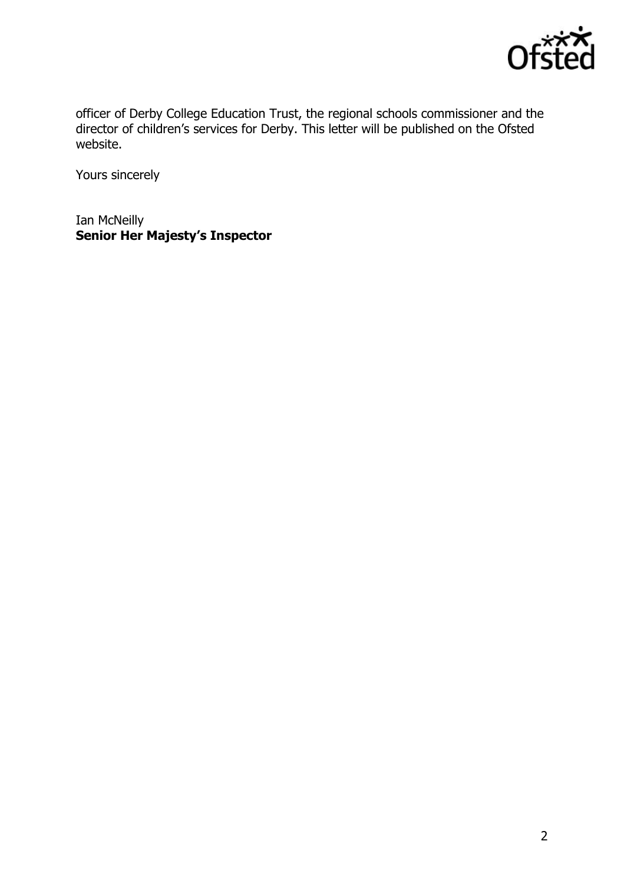officer of Derby College Education Trust, the regional schools commissioner and the director of children's services for Derby. This letter will be published on the Ofsted website.

Yours sincerely

Ian McNeilly
**Senior Her Majesty's Inspector**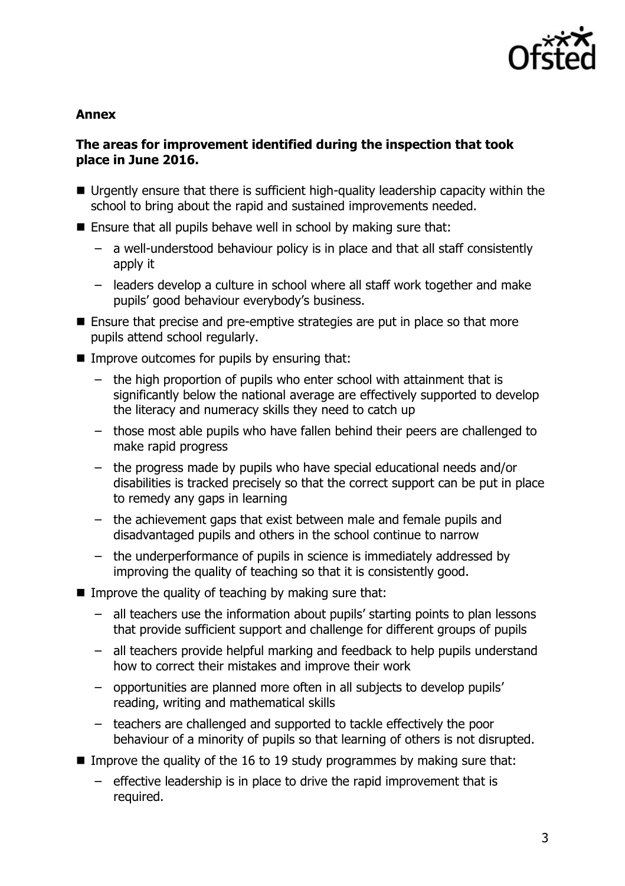**Annex**

**The areas for improvement identified during the inspection that took place in June 2016.**

- Urgently ensure that there is sufficient high-quality leadership capacity within the school to bring about the rapid and sustained improvements needed.
- Ensure that all pupils behave well in school by making sure that:
  - a well-understood behaviour policy is in place and that all staff consistently apply it
  - leaders develop a culture in school where all staff work together and make pupils' good behaviour everybody's business.
- Ensure that precise and pre-emptive strategies are put in place so that more pupils attend school regularly.
- Improve outcomes for pupils by ensuring that:
  - the high proportion of pupils who enter school with attainment that is significantly below the national average are effectively supported to develop the literacy and numeracy skills they need to catch up
  - those most able pupils who have fallen behind their peers are challenged to make rapid progress
  - the progress made by pupils who have special educational needs and/or disabilities is tracked precisely so that the correct support can be put in place to remedy any gaps in learning
  - the achievement gaps that exist between male and female pupils and disadvantaged pupils and others in the school continue to narrow
  - the underperformance of pupils in science is immediately addressed by improving the quality of teaching so that it is consistently good.
- Improve the quality of teaching by making sure that:
  - all teachers use the information about pupils' starting points to plan lessons that provide sufficient support and challenge for different groups of pupils
  - all teachers provide helpful marking and feedback to help pupils understand how to correct their mistakes and improve their work
  - opportunities are planned more often in all subjects to develop pupils' reading, writing and mathematical skills
  - teachers are challenged and supported to tackle effectively the poor behaviour of a minority of pupils so that learning of others is not disrupted.
- Improve the quality of the 16 to 19 study programmes by making sure that:
  - effective leadership is in place to drive the rapid improvement that is required.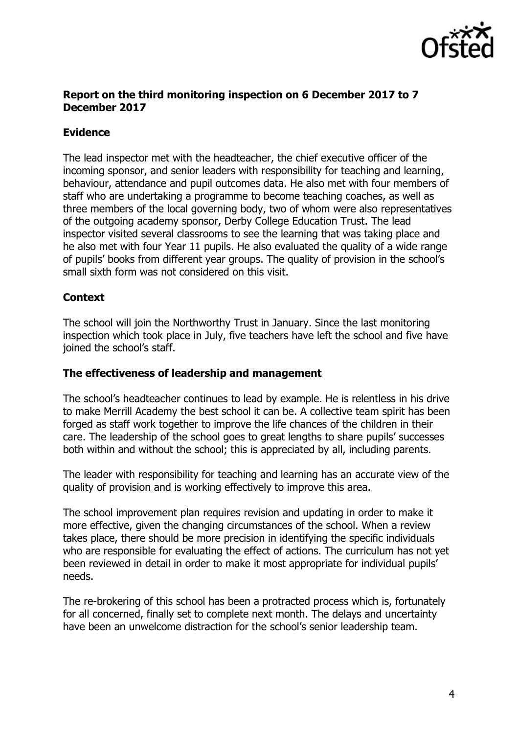## Report on the third monitoring inspection on 6 December 2017 to 7 December 2017

### Evidence

The lead inspector met with the headteacher, the chief executive officer of the incoming sponsor, and senior leaders with responsibility for teaching and learning, behaviour, attendance and pupil outcomes data. He also met with four members of staff who are undertaking a programme to become teaching coaches, as well as three members of the local governing body, two of whom were also representatives of the outgoing academy sponsor, Derby College Education Trust. The lead inspector visited several classrooms to see the learning that was taking place and he also met with four Year 11 pupils. He also evaluated the quality of a wide range of pupils' books from different year groups. The quality of provision in the school's small sixth form was not considered on this visit.

### Context

The school will join the Northworthy Trust in January. Since the last monitoring inspection which took place in July, five teachers have left the school and five have joined the school's staff.

### The effectiveness of leadership and management

The school's headteacher continues to lead by example. He is relentless in his drive to make Merrill Academy the best school it can be. A collective team spirit has been forged as staff work together to improve the life chances of the children in their care. The leadership of the school goes to great lengths to share pupils' successes both within and without the school; this is appreciated by all, including parents.

The leader with responsibility for teaching and learning has an accurate view of the quality of provision and is working effectively to improve this area.

The school improvement plan requires revision and updating in order to make it more effective, given the changing circumstances of the school. When a review takes place, there should be more precision in identifying the specific individuals who are responsible for evaluating the effect of actions. The curriculum has not yet been reviewed in detail in order to make it most appropriate for individual pupils' needs.

The re-brokering of this school has been a protracted process which is, fortunately for all concerned, finally set to complete next month. The delays and uncertainty have been an unwelcome distraction for the school's senior leadership team.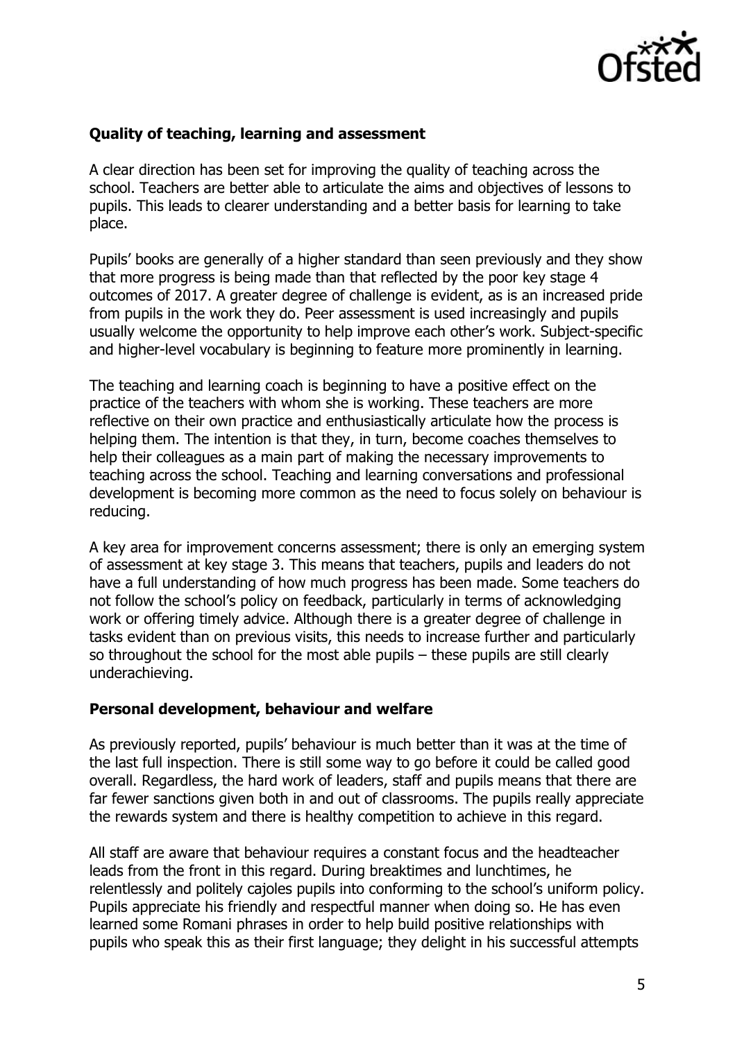**Quality of teaching, learning and assessment**

A clear direction has been set for improving the quality of teaching across the school. Teachers are better able to articulate the aims and objectives of lessons to pupils. This leads to clearer understanding and a better basis for learning to take place.

Pupils' books are generally of a higher standard than seen previously and they show that more progress is being made than that reflected by the poor key stage 4 outcomes of 2017. A greater degree of challenge is evident, as is an increased pride from pupils in the work they do. Peer assessment is used increasingly and pupils usually welcome the opportunity to help improve each other's work. Subject-specific and higher-level vocabulary is beginning to feature more prominently in learning.

The teaching and learning coach is beginning to have a positive effect on the practice of the teachers with whom she is working. These teachers are more reflective on their own practice and enthusiastically articulate how the process is helping them. The intention is that they, in turn, become coaches themselves to help their colleagues as a main part of making the necessary improvements to teaching across the school. Teaching and learning conversations and professional development is becoming more common as the need to focus solely on behaviour is reducing.

A key area for improvement concerns assessment; there is only an emerging system of assessment at key stage 3. This means that teachers, pupils and leaders do not have a full understanding of how much progress has been made. Some teachers do not follow the school's policy on feedback, particularly in terms of acknowledging work or offering timely advice. Although there is a greater degree of challenge in tasks evident than on previous visits, this needs to increase further and particularly so throughout the school for the most able pupils – these pupils are still clearly underachieving.

**Personal development, behaviour and welfare**

As previously reported, pupils' behaviour is much better than it was at the time of the last full inspection. There is still some way to go before it could be called good overall. Regardless, the hard work of leaders, staff and pupils means that there are far fewer sanctions given both in and out of classrooms. The pupils really appreciate the rewards system and there is healthy competition to achieve in this regard.

All staff are aware that behaviour requires a constant focus and the headteacher leads from the front in this regard. During breaktimes and lunchtimes, he relentlessly and politely cajoles pupils into conforming to the school's uniform policy. Pupils appreciate his friendly and respectful manner when doing so. He has even learned some Romani phrases in order to help build positive relationships with pupils who speak this as their first language; they delight in his successful attempts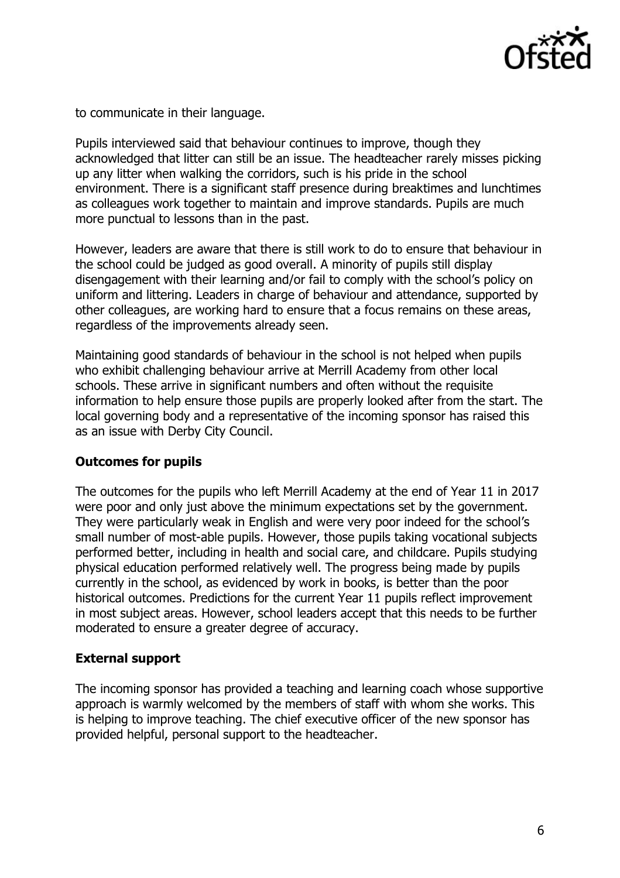to communicate in their language.

Pupils interviewed said that behaviour continues to improve, though they acknowledged that litter can still be an issue. The headteacher rarely misses picking up any litter when walking the corridors, such is his pride in the school environment. There is a significant staff presence during breaktimes and lunchtimes as colleagues work together to maintain and improve standards. Pupils are much more punctual to lessons than in the past.

However, leaders are aware that there is still work to do to ensure that behaviour in the school could be judged as good overall. A minority of pupils still display disengagement with their learning and/or fail to comply with the school's policy on uniform and littering. Leaders in charge of behaviour and attendance, supported by other colleagues, are working hard to ensure that a focus remains on these areas, regardless of the improvements already seen.

Maintaining good standards of behaviour in the school is not helped when pupils who exhibit challenging behaviour arrive at Merrill Academy from other local schools. These arrive in significant numbers and often without the requisite information to help ensure those pupils are properly looked after from the start. The local governing body and a representative of the incoming sponsor has raised this as an issue with Derby City Council.

### Outcomes for pupils

The outcomes for the pupils who left Merrill Academy at the end of Year 11 in 2017 were poor and only just above the minimum expectations set by the government. They were particularly weak in English and were very poor indeed for the school's small number of most-able pupils. However, those pupils taking vocational subjects performed better, including in health and social care, and childcare. Pupils studying physical education performed relatively well. The progress being made by pupils currently in the school, as evidenced by work in books, is better than the poor historical outcomes. Predictions for the current Year 11 pupils reflect improvement in most subject areas. However, school leaders accept that this needs to be further moderated to ensure a greater degree of accuracy.

### External support

The incoming sponsor has provided a teaching and learning coach whose supportive approach is warmly welcomed by the members of staff with whom she works. This is helping to improve teaching. The chief executive officer of the new sponsor has provided helpful, personal support to the headteacher.